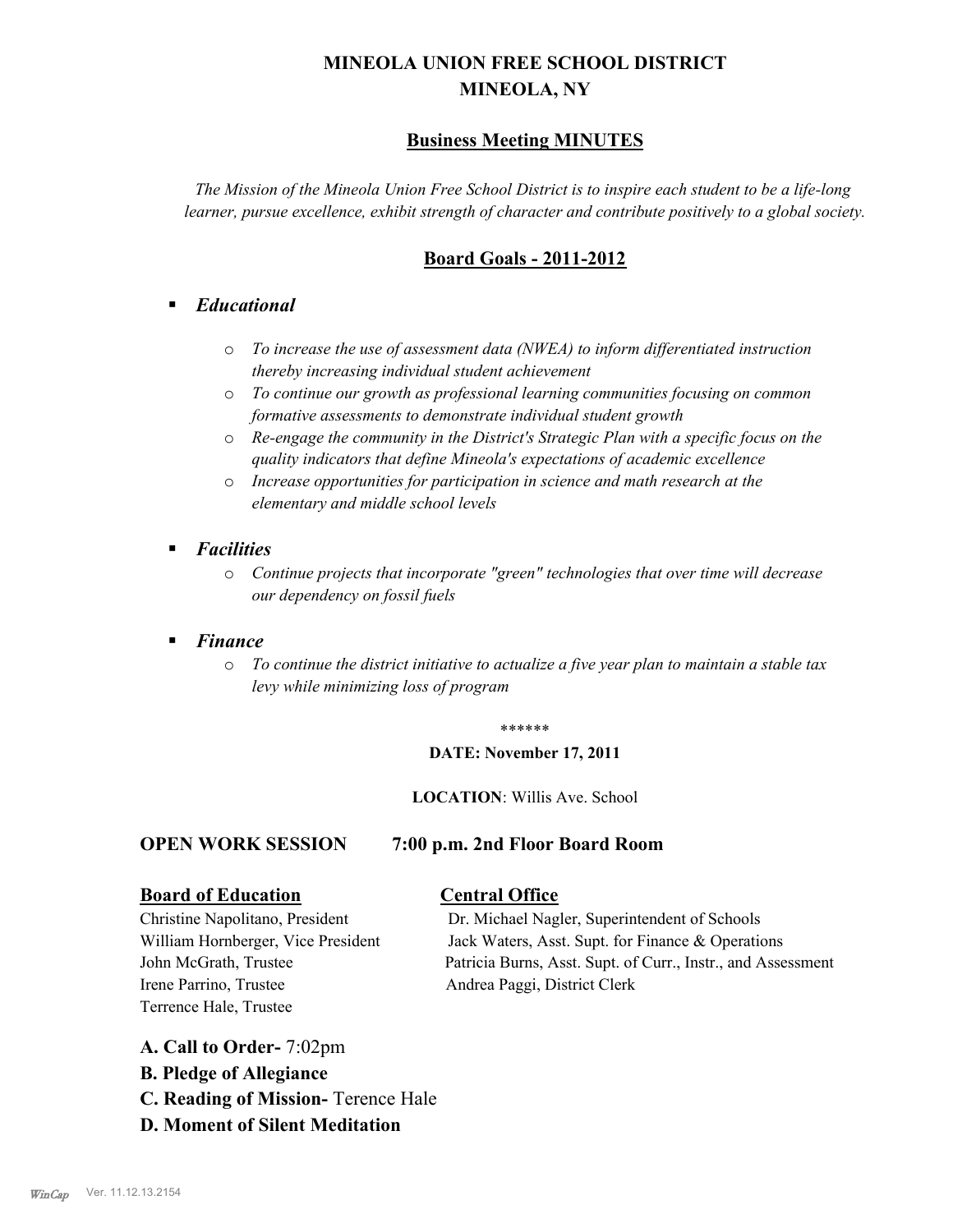# MINEOLA UNION FREE SCHOOL DISTRICT
# MINEOLA, NY

## Business Meeting MINUTES

*The Mission of the Mineola Union Free School District is to inspire each student to be a life-long learner, pursue excellence, exhibit strength of character and contribute positively to a global society.*

## Board Goals - 2011-2012

- ***Educational***
  - *To increase the use of assessment data (NWEA) to inform differentiated instruction thereby increasing individual student achievement*
  - *To continue our growth as professional learning communities focusing on common formative assessments to demonstrate individual student growth*
  - *Re-engage the community in the District's Strategic Plan with a specific focus on the quality indicators that define Mineola's expectations of academic excellence*
  - *Increase opportunities for participation in science and math research at the elementary and middle school levels*
- ***Facilities***
  - *Continue projects that incorporate "green" technologies that over time will decrease our dependency on fossil fuels*
- ***Finance***
  - *To continue the district initiative to actualize a five year plan to maintain a stable tax levy while minimizing loss of program*

******

**DATE: November 17, 2011**

**LOCATION**: Willis Ave. School

**OPEN WORK SESSION 7:00 p.m. 2nd Floor Board Room**

**Board of Education**

Christine Napolitano, President
William Hornberger, Vice President
John McGrath, Trustee
Irene Parrino, Trustee
Terrence Hale, Trustee

**Central Office**

Dr. Michael Nagler, Superintendent of Schools
Jack Waters, Asst. Supt. for Finance & Operations
Patricia Burns, Asst. Supt. of Curr., Instr., and Assessment
Andrea Paggi, District Clerk

**A. Call to Order-** 7:02pm

**B. Pledge of Allegiance**

**C. Reading of Mission-** Terence Hale

**D. Moment of Silent Meditation**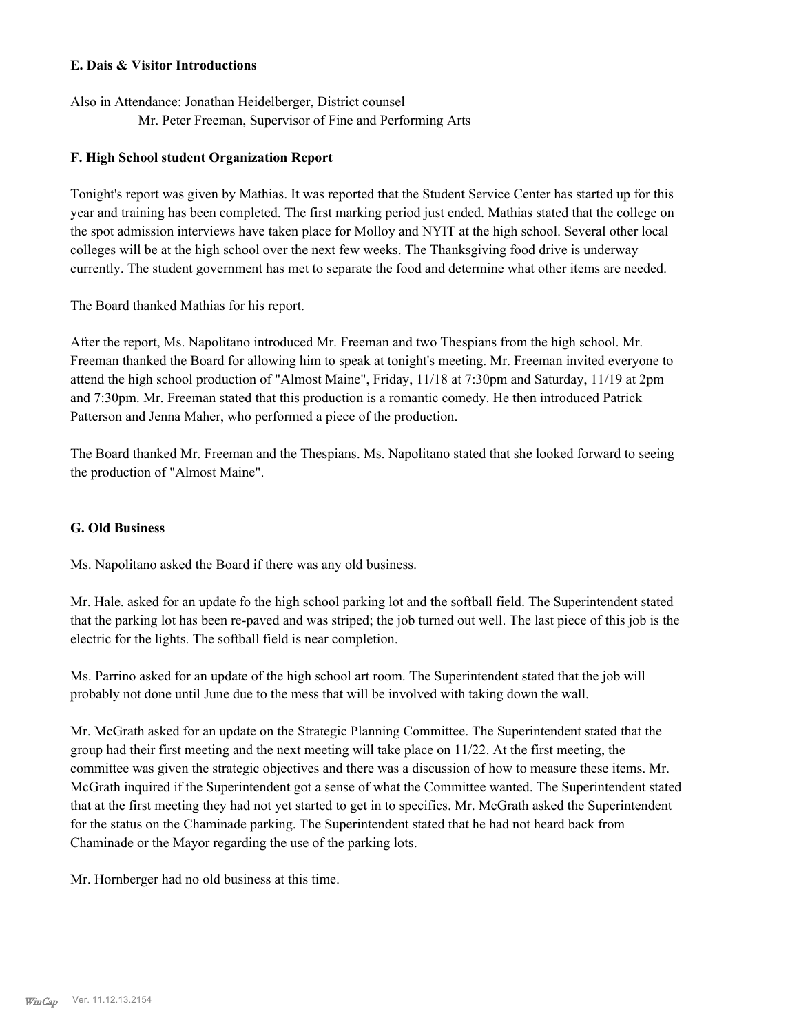### E. Dais & Visitor Introductions

Also in Attendance: Jonathan Heidelberger, District counsel
Mr. Peter Freeman, Supervisor of Fine and Performing Arts

### F. High School student Organization Report

Tonight's report was given by Mathias. It was reported that the Student Service Center has started up for this year and training has been completed. The first marking period just ended. Mathias stated that the college on the spot admission interviews have taken place for Molloy and NYIT at the high school. Several other local colleges will be at the high school over the next few weeks. The Thanksgiving food drive is underway currently. The student government has met to separate the food and determine what other items are needed.

The Board thanked Mathias for his report.

After the report, Ms. Napolitano introduced Mr. Freeman and two Thespians from the high school. Mr. Freeman thanked the Board for allowing him to speak at tonight's meeting. Mr. Freeman invited everyone to attend the high school production of "Almost Maine", Friday, 11/18 at 7:30pm and Saturday, 11/19 at 2pm and 7:30pm. Mr. Freeman stated that this production is a romantic comedy. He then introduced Patrick Patterson and Jenna Maher, who performed a piece of the production.

The Board thanked Mr. Freeman and the Thespians. Ms. Napolitano stated that she looked forward to seeing the production of "Almost Maine".

### G. Old Business

Ms. Napolitano asked the Board if there was any old business.

Mr. Hale. asked for an update fo the high school parking lot and the softball field. The Superintendent stated that the parking lot has been re-paved and was striped; the job turned out well. The last piece of this job is the electric for the lights. The softball field is near completion.

Ms. Parrino asked for an update of the high school art room. The Superintendent stated that the job will probably not done until June due to the mess that will be involved with taking down the wall.

Mr. McGrath asked for an update on the Strategic Planning Committee. The Superintendent stated that the group had their first meeting and the next meeting will take place on 11/22. At the first meeting, the committee was given the strategic objectives and there was a discussion of how to measure these items. Mr. McGrath inquired if the Superintendent got a sense of what the Committee wanted. The Superintendent stated that at the first meeting they had not yet started to get in to specifics. Mr. McGrath asked the Superintendent for the status on the Chaminade parking. The Superintendent stated that he had not heard back from Chaminade or the Mayor regarding the use of the parking lots.

Mr. Hornberger had no old business at this time.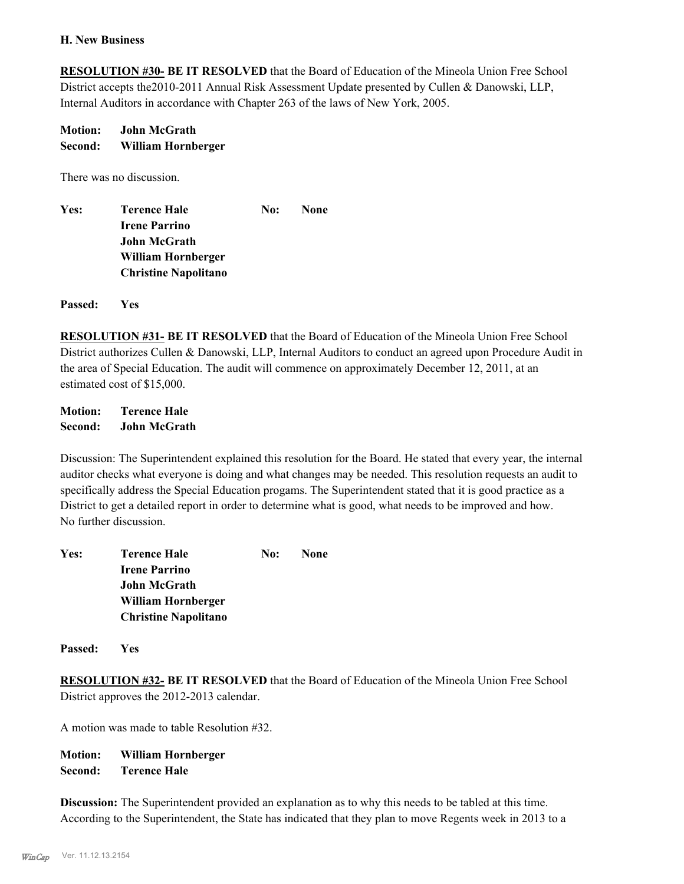**H. New Business**

**RESOLUTION #30- BE IT RESOLVED** that the Board of Education of the Mineola Union Free School District accepts the2010-2011 Annual Risk Assessment Update presented by Cullen & Danowski, LLP, Internal Auditors in accordance with Chapter 263 of the laws of New York, 2005.

**Motion: John McGrath**
**Second: William Hornberger**

There was no discussion.

| Yes: | | No: | |
|---|---|---|---|
| | **Terence Hale** | | **None** |
| | **Irene Parrino** | | |
| | **John McGrath** | | |
| | **William Hornberger** | | |
| | **Christine Napolitano** | | |

**Passed: Yes**

**RESOLUTION #31- BE IT RESOLVED** that the Board of Education of the Mineola Union Free School District authorizes Cullen & Danowski, LLP, Internal Auditors to conduct an agreed upon Procedure Audit in the area of Special Education. The audit will commence on approximately December 12, 2011, at an estimated cost of $15,000.

**Motion: Terence Hale**
**Second: John McGrath**

Discussion: The Superintendent explained this resolution for the Board. He stated that every year, the internal auditor checks what everyone is doing and what changes may be needed. This resolution requests an audit to specifically address the Special Education progams. The Superintendent stated that it is good practice as a District to get a detailed report in order to determine what is good, what needs to be improved and how. No further discussion.

| Yes: | | No: | |
|---|---|---|---|
| | **Terence Hale** | | **None** |
| | **Irene Parrino** | | |
| | **John McGrath** | | |
| | **William Hornberger** | | |
| | **Christine Napolitano** | | |

**Passed: Yes**

**RESOLUTION #32- BE IT RESOLVED** that the Board of Education of the Mineola Union Free School District approves the 2012-2013 calendar.

A motion was made to table Resolution #32.

**Motion: William Hornberger**
**Second: Terence Hale**

**Discussion:** The Superintendent provided an explanation as to why this needs to be tabled at this time. According to the Superintendent, the State has indicated that they plan to move Regents week in 2013 to a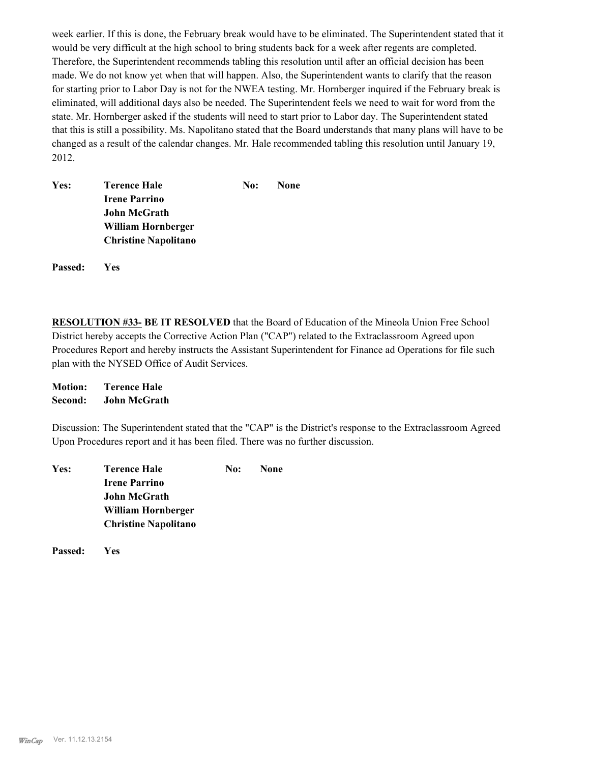week earlier. If this is done, the February break would have to be eliminated. The Superintendent stated that it would be very difficult at the high school to bring students back for a week after regents are completed. Therefore, the Superintendent recommends tabling this resolution until after an official decision has been made. We do not know yet when that will happen. Also, the Superintendent wants to clarify that the reason for starting prior to Labor Day is not for the NWEA testing. Mr. Hornberger inquired if the February break is eliminated, will additional days also be needed. The Superintendent feels we need to wait for word from the state. Mr. Hornberger asked if the students will need to start prior to Labor day. The Superintendent stated that this is still a possibility. Ms. Napolitano stated that the Board understands that many plans will have to be changed as a result of the calendar changes. Mr. Hale recommended tabling this resolution until January 19, 2012.

**Yes:** **Terence Hale**
**Irene Parrino**
**John McGrath**
**William Hornberger**
**Christine Napolitano**

**No:** **None**

**Passed:** **Yes**

**RESOLUTION #33- BE IT RESOLVED** that the Board of Education of the Mineola Union Free School District hereby accepts the Corrective Action Plan ("CAP") related to the Extraclassroom Agreed upon Procedures Report and hereby instructs the Assistant Superintendent for Finance ad Operations for file such plan with the NYSED Office of Audit Services.

**Motion:** **Terence Hale**
**Second:** **John McGrath**

Discussion: The Superintendent stated that the "CAP" is the District's response to the Extraclassroom Agreed Upon Procedures report and it has been filed. There was no further discussion.

**Yes:** **Terence Hale**
**Irene Parrino**
**John McGrath**
**William Hornberger**
**Christine Napolitano**

**No:** **None**

**Passed:** **Yes**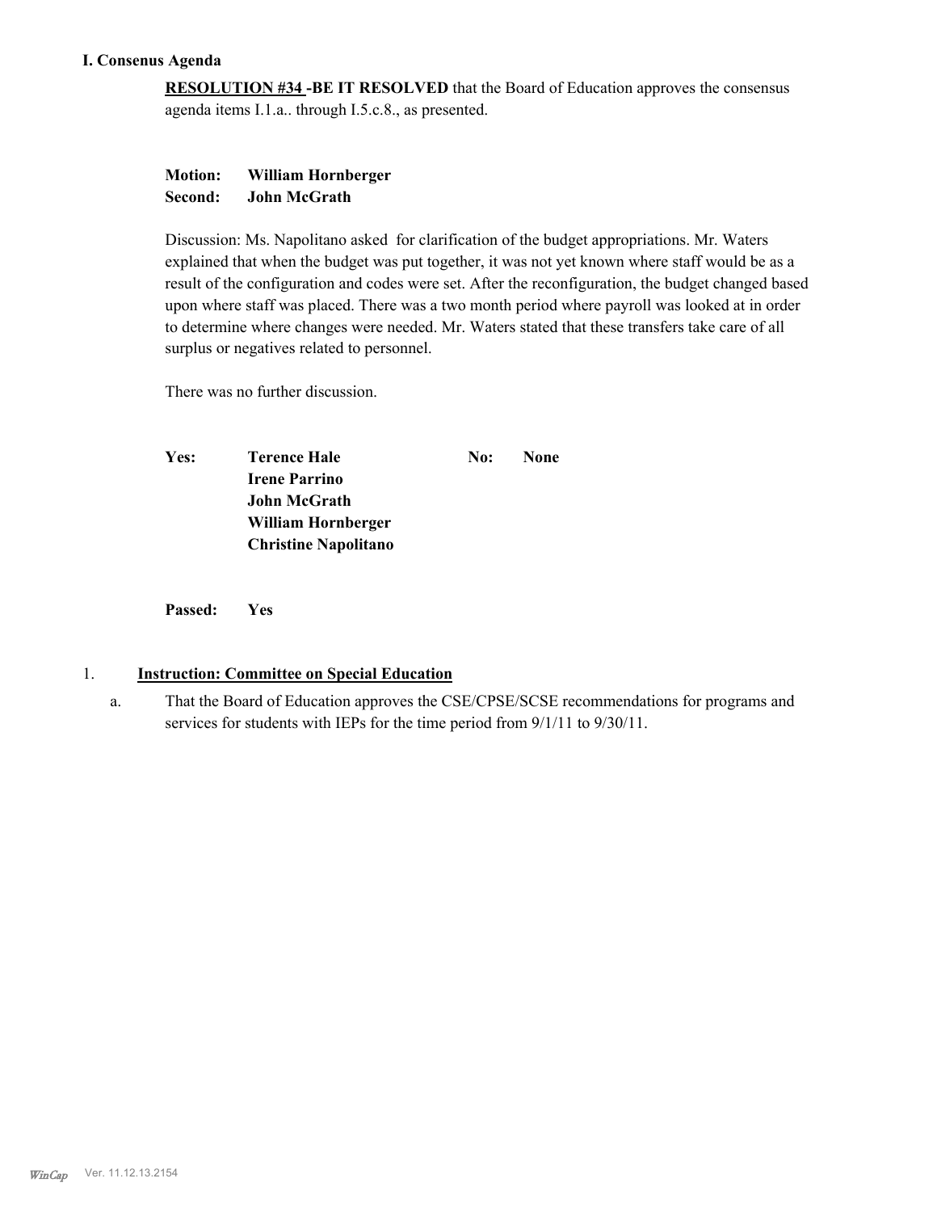### I. Consenus Agenda

**RESOLUTION #34 -BE IT RESOLVED** that the Board of Education approves the consensus agenda items I.1.a.. through I.5.c.8., as presented.

**Motion:** **William Hornberger**
**Second:** **John McGrath**

Discussion: Ms. Napolitano asked for clarification of the budget appropriations. Mr. Waters explained that when the budget was put together, it was not yet known where staff would be as a result of the configuration and codes were set. After the reconfiguration, the budget changed based upon where staff was placed. There was a two month period where payroll was looked at in order to determine where changes were needed. Mr. Waters stated that these transfers take care of all surplus or negatives related to personnel.

There was no further discussion.

| | | | |
|---|---|---|---|
| **Yes:** | **Terence Hale** | **No:** | **None** |
| | **Irene Parrino** | | |
| | **John McGrath** | | |
| | **William Hornberger** | | |
| | **Christine Napolitano** | | |

**Passed:** **Yes**

1. **Instruction: Committee on Special Education**

   a. That the Board of Education approves the CSE/CPSE/SCSE recommendations for programs and services for students with IEPs for the time period from 9/1/11 to 9/30/11.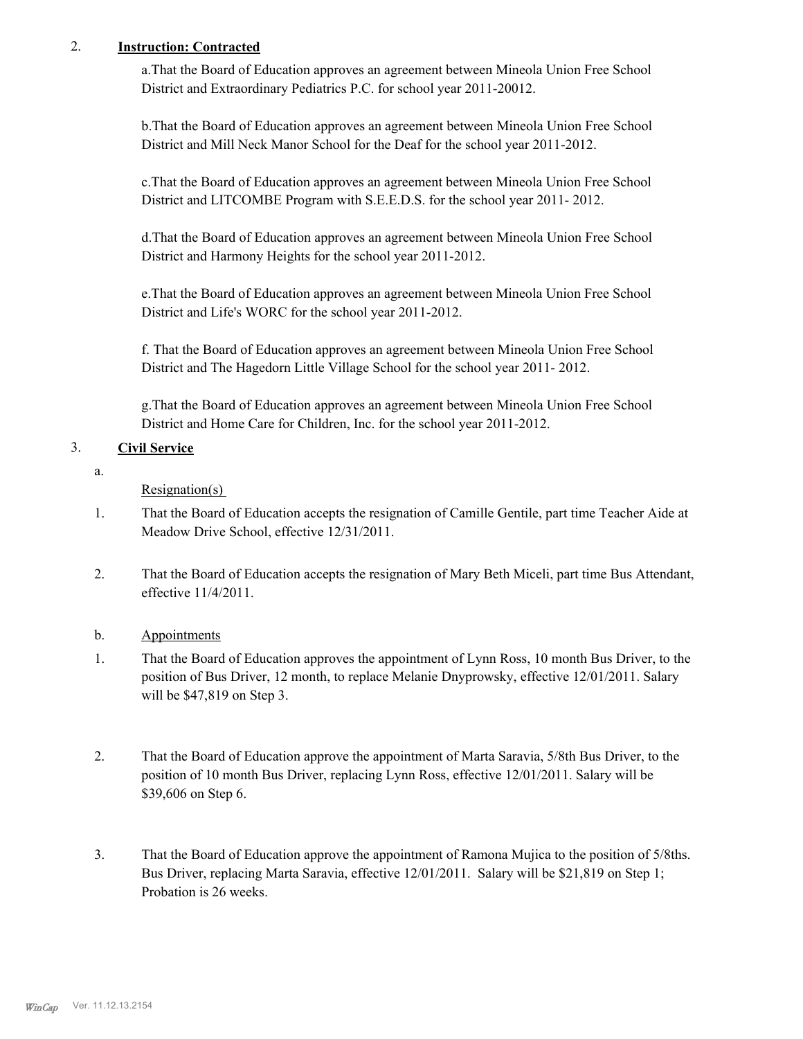2. **Instruction: Contracted**

a.That the Board of Education approves an agreement between Mineola Union Free School District and Extraordinary Pediatrics P.C. for school year 2011-20012.

b.That the Board of Education approves an agreement between Mineola Union Free School District and Mill Neck Manor School for the Deaf for the school year 2011-2012.

c.That the Board of Education approves an agreement between Mineola Union Free School District and LITCOMBE Program with S.E.E.D.S. for the school year 2011- 2012.

d.That the Board of Education approves an agreement between Mineola Union Free School District and Harmony Heights for the school year 2011-2012.

e.That the Board of Education approves an agreement between Mineola Union Free School District and Life's WORC for the school year 2011-2012.

f. That the Board of Education approves an agreement between Mineola Union Free School District and The Hagedorn Little Village School for the school year 2011- 2012.

g.That the Board of Education approves an agreement between Mineola Union Free School District and Home Care for Children, Inc. for the school year 2011-2012.

3. **Civil Service**

a. Resignation(s)

1. That the Board of Education accepts the resignation of Camille Gentile, part time Teacher Aide at Meadow Drive School, effective 12/31/2011.

2. That the Board of Education accepts the resignation of Mary Beth Miceli, part time Bus Attendant, effective 11/4/2011.

b. Appointments

1. That the Board of Education approves the appointment of Lynn Ross, 10 month Bus Driver, to the position of Bus Driver, 12 month, to replace Melanie Dnyprowsky, effective 12/01/2011. Salary will be $47,819 on Step 3.

2. That the Board of Education approve the appointment of Marta Saravia, 5/8th Bus Driver, to the position of 10 month Bus Driver, replacing Lynn Ross, effective 12/01/2011. Salary will be $39,606 on Step 6.

3. That the Board of Education approve the appointment of Ramona Mujica to the position of 5/8ths. Bus Driver, replacing Marta Saravia, effective 12/01/2011. Salary will be $21,819 on Step 1; Probation is 26 weeks.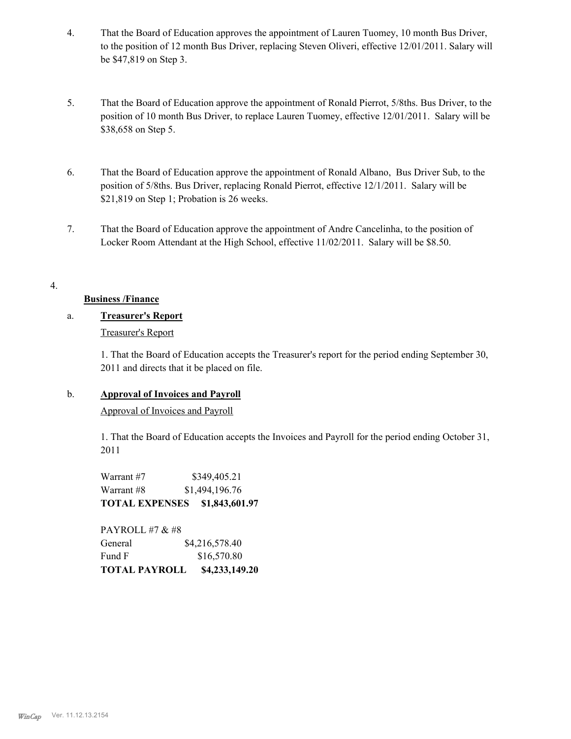4. That the Board of Education approves the appointment of Lauren Tuomey, 10 month Bus Driver, to the position of 12 month Bus Driver, replacing Steven Oliveri, effective 12/01/2011. Salary will be $47,819 on Step 3.

5. That the Board of Education approve the appointment of Ronald Pierrot, 5/8ths. Bus Driver, to the position of 10 month Bus Driver, to replace Lauren Tuomey, effective 12/01/2011. Salary will be $38,658 on Step 5.

6. That the Board of Education approve the appointment of Ronald Albano, Bus Driver Sub, to the position of 5/8ths. Bus Driver, replacing Ronald Pierrot, effective 12/1/2011. Salary will be $21,819 on Step 1; Probation is 26 weeks.

7. That the Board of Education approve the appointment of Andre Cancelinha, to the position of Locker Room Attendant at the High School, effective 11/02/2011. Salary will be $8.50.

4.

**Business /Finance**

a. **Treasurer's Report**

Treasurer's Report

1. That the Board of Education accepts the Treasurer's report for the period ending September 30, 2011 and directs that it be placed on file.

b. **Approval of Invoices and Payroll**

Approval of Invoices and Payroll

1. That the Board of Education accepts the Invoices and Payroll for the period ending October 31, 2011

| | |
|---|---|
| Warrant #7 | $349,405.21 |
| Warrant #8 | $1,494,196.76 |
| **TOTAL EXPENSES** | **$1,843,601.97** |

| PAYROLL #7 & #8 | |
|---|---|
| General | $4,216,578.40 |
| Fund F | $16,570.80 |
| **TOTAL PAYROLL** | **$4,233,149.20** |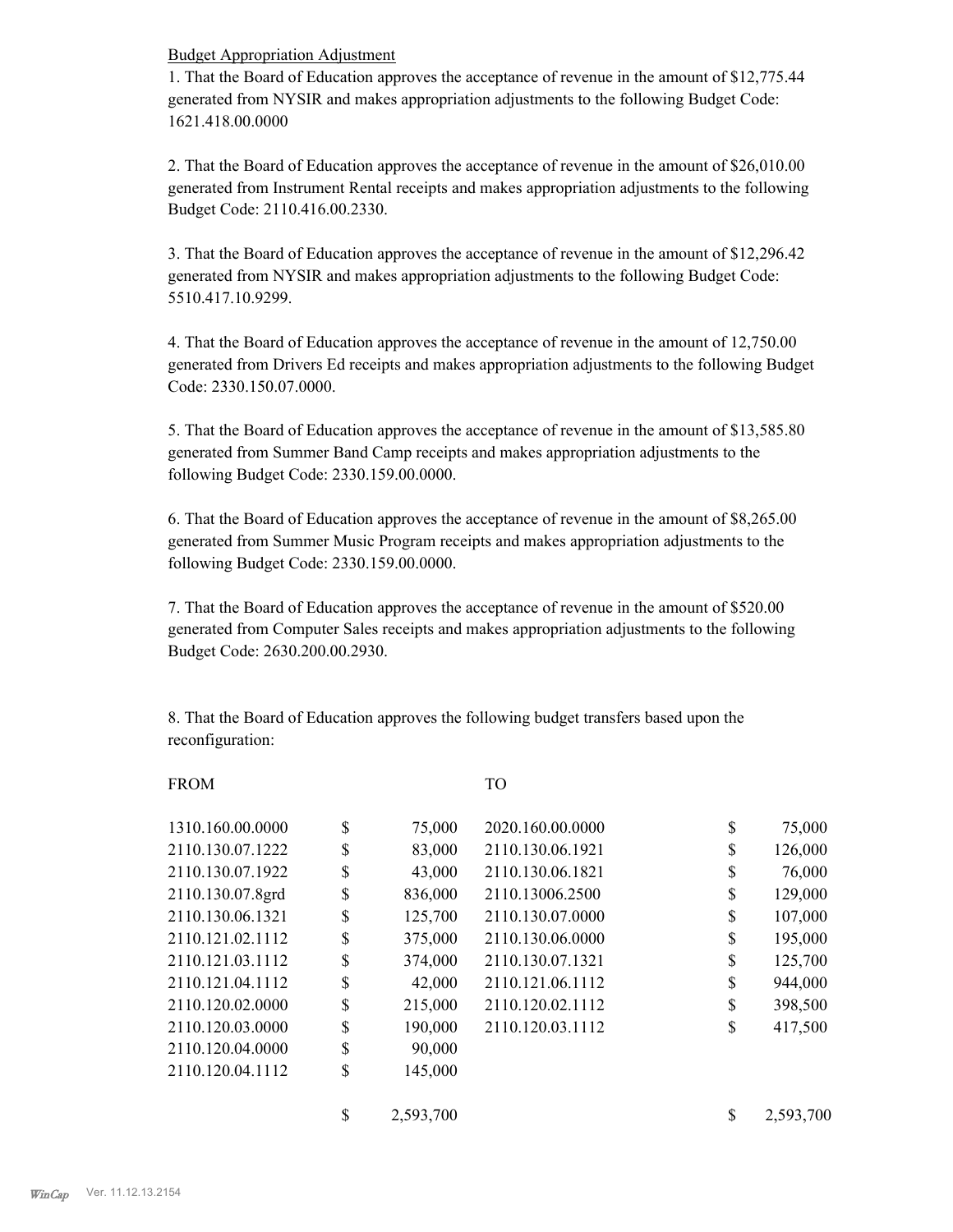Budget Appropriation Adjustment

1. That the Board of Education approves the acceptance of revenue in the amount of $12,775.44 generated from NYSIR and makes appropriation adjustments to the following Budget Code: 1621.418.00.0000

2. That the Board of Education approves the acceptance of revenue in the amount of $26,010.00 generated from Instrument Rental receipts and makes appropriation adjustments to the following Budget Code: 2110.416.00.2330.

3. That the Board of Education approves the acceptance of revenue in the amount of $12,296.42 generated from NYSIR and makes appropriation adjustments to the following Budget Code: 5510.417.10.9299.

4. That the Board of Education approves the acceptance of revenue in the amount of 12,750.00 generated from Drivers Ed receipts and makes appropriation adjustments to the following Budget Code: 2330.150.07.0000.

5. That the Board of Education approves the acceptance of revenue in the amount of $13,585.80 generated from Summer Band Camp receipts and makes appropriation adjustments to the following Budget Code: 2330.159.00.0000.

6. That the Board of Education approves the acceptance of revenue in the amount of $8,265.00 generated from Summer Music Program receipts and makes appropriation adjustments to the following Budget Code: 2330.159.00.0000.

7. That the Board of Education approves the acceptance of revenue in the amount of $520.00 generated from Computer Sales receipts and makes appropriation adjustments to the following Budget Code: 2630.200.00.2930.

8. That the Board of Education approves the following budget transfers based upon the reconfiguration:

| FROM | | TO | |
|---|---|---|---|
| 1310.160.00.0000 | $ 75,000 | 2020.160.00.0000 | $ 75,000 |
| 2110.130.07.1222 | $ 83,000 | 2110.130.06.1921 | $ 126,000 |
| 2110.130.07.1922 | $ 43,000 | 2110.130.06.1821 | $ 76,000 |
| 2110.130.07.8grd | $ 836,000 | 2110.13006.2500 | $ 129,000 |
| 2110.130.06.1321 | $ 125,700 | 2110.130.07.0000 | $ 107,000 |
| 2110.121.02.1112 | $ 375,000 | 2110.130.06.0000 | $ 195,000 |
| 2110.121.03.1112 | $ 374,000 | 2110.130.07.1321 | $ 125,700 |
| 2110.121.04.1112 | $ 42,000 | 2110.121.06.1112 | $ 944,000 |
| 2110.120.02.0000 | $ 215,000 | 2110.120.02.1112 | $ 398,500 |
| 2110.120.03.0000 | $ 190,000 | 2110.120.03.1112 | $ 417,500 |
| 2110.120.04.0000 | $ 90,000 | | |
| 2110.120.04.1112 | $ 145,000 | | |
| | $ 2,593,700 | | $ 2,593,700 |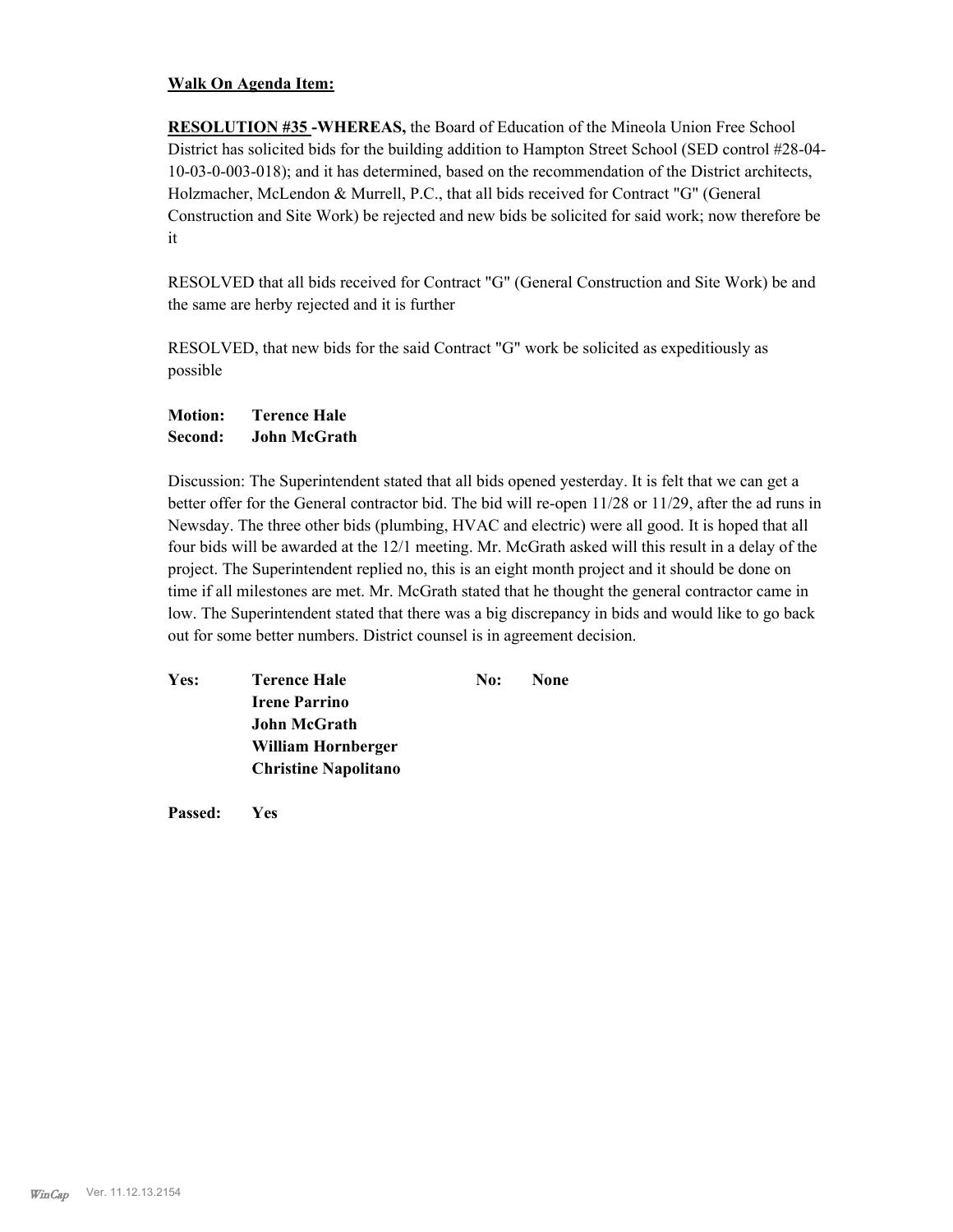**Walk On Agenda Item:**

**RESOLUTION #35 -WHEREAS,** the Board of Education of the Mineola Union Free School District has solicited bids for the building addition to Hampton Street School (SED control #28-04-10-03-0-003-018); and it has determined, based on the recommendation of the District architects, Holzmacher, McLendon & Murrell, P.C., that all bids received for Contract "G" (General Construction and Site Work) be rejected and new bids be solicited for said work; now therefore be it

RESOLVED that all bids received for Contract "G" (General Construction and Site Work) be and the same are herby rejected and it is further

RESOLVED, that new bids for the said Contract "G" work be solicited as expeditiously as possible

**Motion:** **Terence Hale**
**Second:** **John McGrath**

Discussion: The Superintendent stated that all bids opened yesterday. It is felt that we can get a better offer for the General contractor bid. The bid will re-open 11/28 or 11/29, after the ad runs in Newsday. The three other bids (plumbing, HVAC and electric) were all good. It is hoped that all four bids will be awarded at the 12/1 meeting. Mr. McGrath asked will this result in a delay of the project. The Superintendent replied no, this is an eight month project and it should be done on time if all milestones are met. Mr. McGrath stated that he thought the general contractor came in low. The Superintendent stated that there was a big discrepancy in bids and would like to go back out for some better numbers. District counsel is in agreement decision.

| Yes: | | No: | |
|---|---|---|---|
| | **Terence Hale** | | **None** |
| | **Irene Parrino** | | |
| | **John McGrath** | | |
| | **William Hornberger** | | |
| | **Christine Napolitano** | | |

**Passed:** **Yes**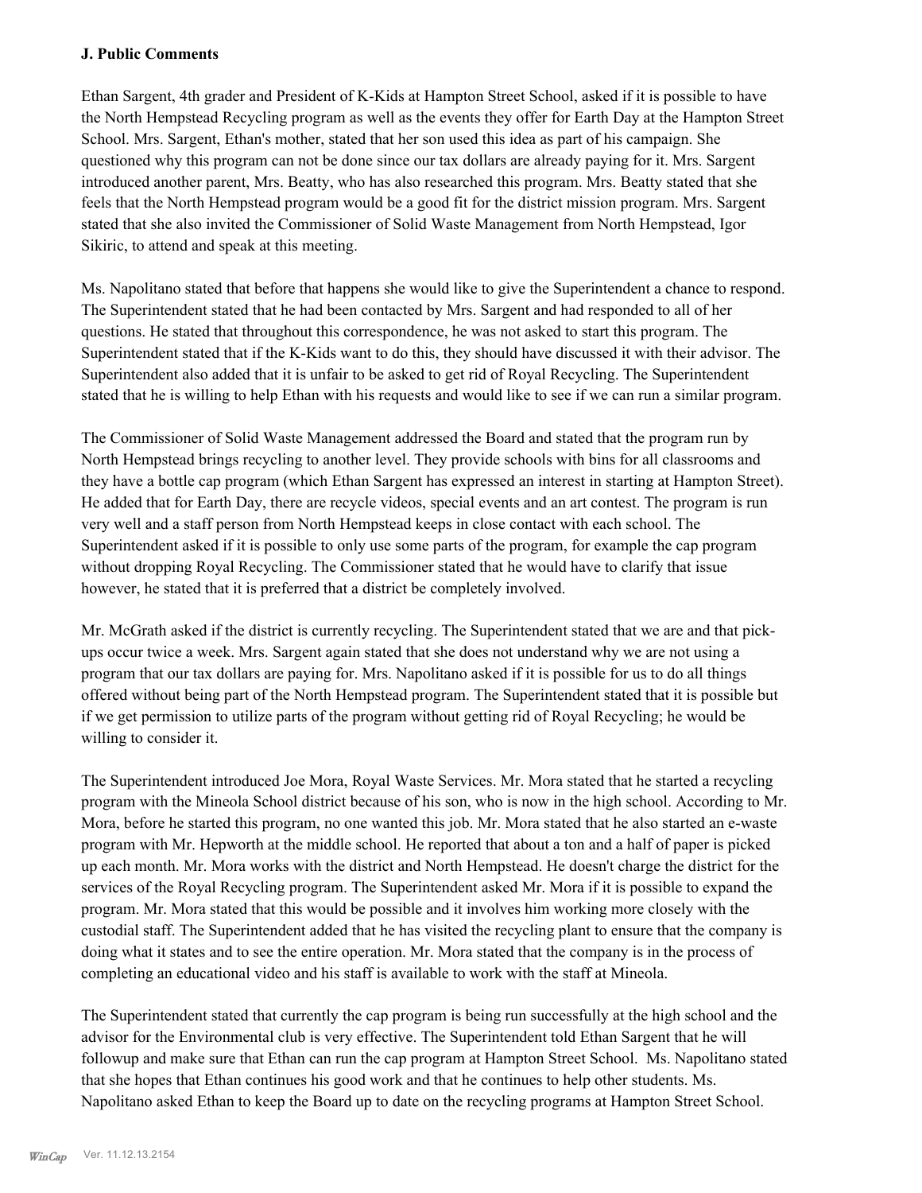**J. Public Comments**

Ethan Sargent, 4th grader and President of K-Kids at Hampton Street School, asked if it is possible to have the North Hempstead Recycling program as well as the events they offer for Earth Day at the Hampton Street School. Mrs. Sargent, Ethan's mother, stated that her son used this idea as part of his campaign. She questioned why this program can not be done since our tax dollars are already paying for it. Mrs. Sargent introduced another parent, Mrs. Beatty, who has also researched this program. Mrs. Beatty stated that she feels that the North Hempstead program would be a good fit for the district mission program. Mrs. Sargent stated that she also invited the Commissioner of Solid Waste Management from North Hempstead, Igor Sikiric, to attend and speak at this meeting.

Ms. Napolitano stated that before that happens she would like to give the Superintendent a chance to respond. The Superintendent stated that he had been contacted by Mrs. Sargent and had responded to all of her questions. He stated that throughout this correspondence, he was not asked to start this program. The Superintendent stated that if the K-Kids want to do this, they should have discussed it with their advisor. The Superintendent also added that it is unfair to be asked to get rid of Royal Recycling. The Superintendent stated that he is willing to help Ethan with his requests and would like to see if we can run a similar program.

The Commissioner of Solid Waste Management addressed the Board and stated that the program run by North Hempstead brings recycling to another level. They provide schools with bins for all classrooms and they have a bottle cap program (which Ethan Sargent has expressed an interest in starting at Hampton Street). He added that for Earth Day, there are recycle videos, special events and an art contest. The program is run very well and a staff person from North Hempstead keeps in close contact with each school. The Superintendent asked if it is possible to only use some parts of the program, for example the cap program without dropping Royal Recycling. The Commissioner stated that he would have to clarify that issue however, he stated that it is preferred that a district be completely involved.

Mr. McGrath asked if the district is currently recycling. The Superintendent stated that we are and that pick-ups occur twice a week. Mrs. Sargent again stated that she does not understand why we are not using a program that our tax dollars are paying for. Mrs. Napolitano asked if it is possible for us to do all things offered without being part of the North Hempstead program. The Superintendent stated that it is possible but if we get permission to utilize parts of the program without getting rid of Royal Recycling; he would be willing to consider it.

The Superintendent introduced Joe Mora, Royal Waste Services. Mr. Mora stated that he started a recycling program with the Mineola School district because of his son, who is now in the high school. According to Mr. Mora, before he started this program, no one wanted this job. Mr. Mora stated that he also started an e-waste program with Mr. Hepworth at the middle school. He reported that about a ton and a half of paper is picked up each month. Mr. Mora works with the district and North Hempstead. He doesn't charge the district for the services of the Royal Recycling program. The Superintendent asked Mr. Mora if it is possible to expand the program. Mr. Mora stated that this would be possible and it involves him working more closely with the custodial staff. The Superintendent added that he has visited the recycling plant to ensure that the company is doing what it states and to see the entire operation. Mr. Mora stated that the company is in the process of completing an educational video and his staff is available to work with the staff at Mineola.

The Superintendent stated that currently the cap program is being run successfully at the high school and the advisor for the Environmental club is very effective. The Superintendent told Ethan Sargent that he will followup and make sure that Ethan can run the cap program at Hampton Street School. Ms. Napolitano stated that she hopes that Ethan continues his good work and that he continues to help other students. Ms. Napolitano asked Ethan to keep the Board up to date on the recycling programs at Hampton Street School.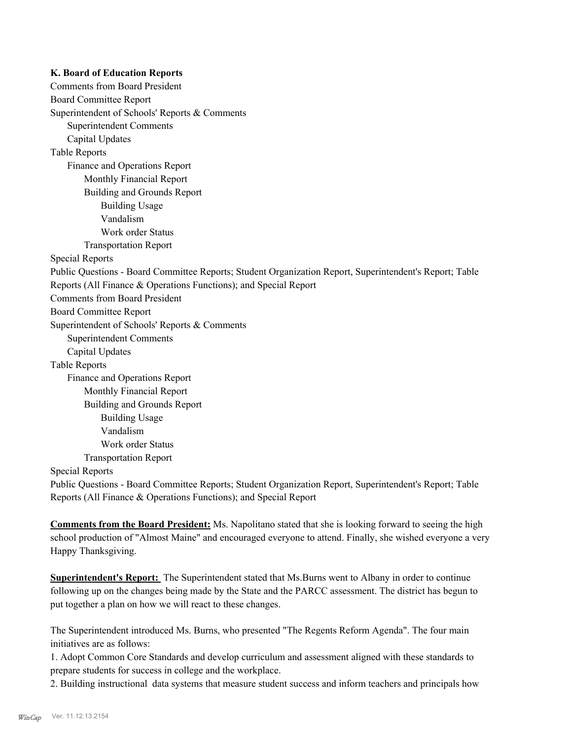**K. Board of Education Reports**

Comments from Board President

Board Committee Report

Superintendent of Schools' Reports & Comments

- Superintendent Comments
- Capital Updates

Table Reports

- Finance and Operations Report
  - Monthly Financial Report
  - Building and Grounds Report
    - Building Usage
    - Vandalism
    - Work order Status
  - Transportation Report

Special Reports

Public Questions - Board Committee Reports; Student Organization Report, Superintendent's Report; Table Reports (All Finance & Operations Functions); and Special Report

Comments from Board President

Board Committee Report

Superintendent of Schools' Reports & Comments

- Superintendent Comments
- Capital Updates

Table Reports

- Finance and Operations Report
  - Monthly Financial Report
  - Building and Grounds Report
    - Building Usage
    - Vandalism
    - Work order Status
  - Transportation Report

Special Reports

Public Questions - Board Committee Reports; Student Organization Report, Superintendent's Report; Table Reports (All Finance & Operations Functions); and Special Report

**Comments from the Board President:** Ms. Napolitano stated that she is looking forward to seeing the high school production of "Almost Maine" and encouraged everyone to attend. Finally, she wished everyone a very Happy Thanksgiving.

**Superintendent's Report:** The Superintendent stated that Ms.Burns went to Albany in order to continue following up on the changes being made by the State and the PARCC assessment. The district has begun to put together a plan on how we will react to these changes.

The Superintendent introduced Ms. Burns, who presented "The Regents Reform Agenda". The four main initiatives are as follows:

1. Adopt Common Core Standards and develop curriculum and assessment aligned with these standards to prepare students for success in college and the workplace.
2. Building instructional data systems that measure student success and inform teachers and principals how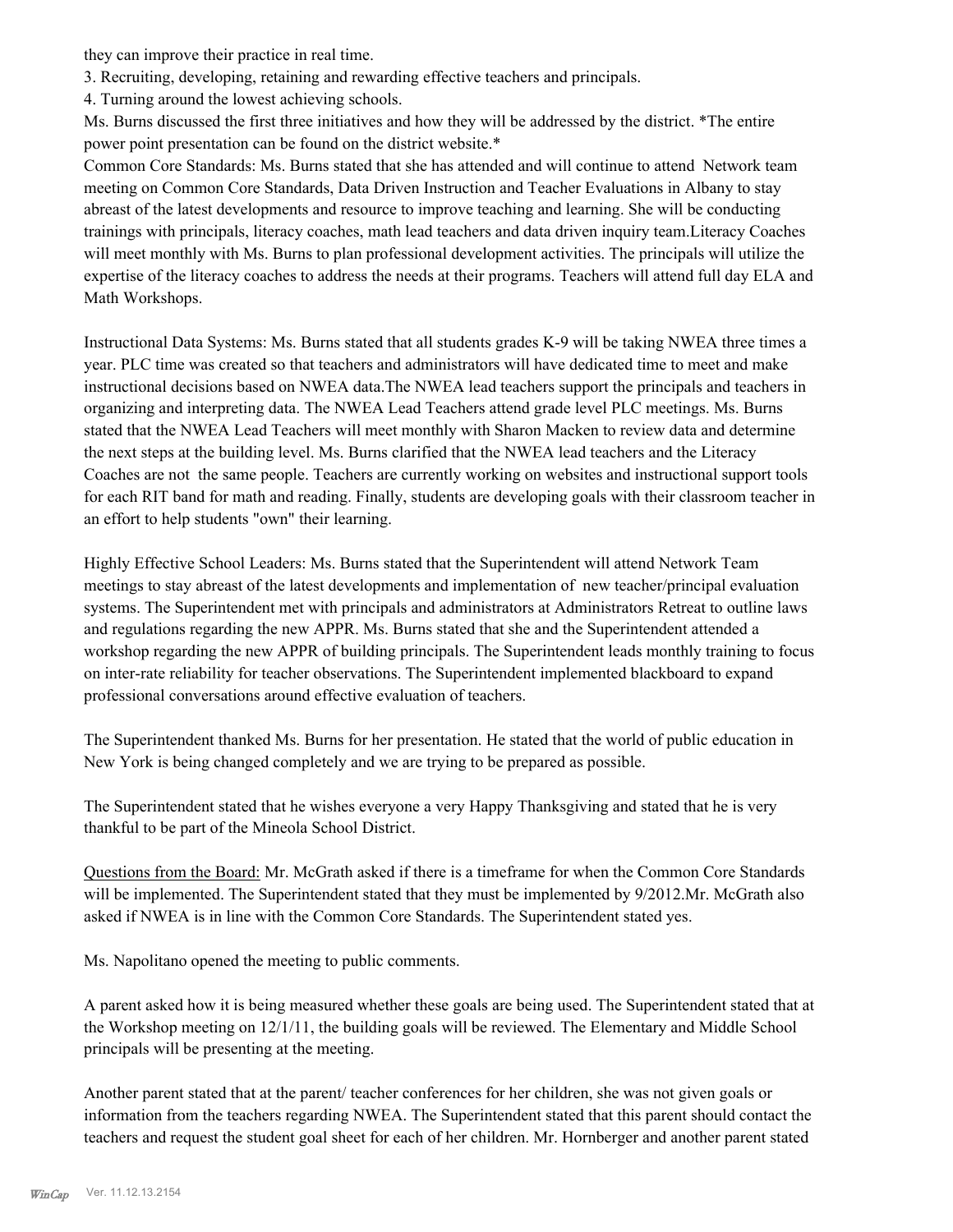they can improve their practice in real time.

3. Recruiting, developing, retaining and rewarding effective teachers and principals.
4. Turning around the lowest achieving schools.

Ms. Burns discussed the first three initiatives and how they will be addressed by the district. *The entire power point presentation can be found on the district website.*

Common Core Standards: Ms. Burns stated that she has attended and will continue to attend Network team meeting on Common Core Standards, Data Driven Instruction and Teacher Evaluations in Albany to stay abreast of the latest developments and resource to improve teaching and learning. She will be conducting trainings with principals, literacy coaches, math lead teachers and data driven inquiry team.Literacy Coaches will meet monthly with Ms. Burns to plan professional development activities. The principals will utilize the expertise of the literacy coaches to address the needs at their programs. Teachers will attend full day ELA and Math Workshops.

Instructional Data Systems: Ms. Burns stated that all students grades K-9 will be taking NWEA three times a year. PLC time was created so that teachers and administrators will have dedicated time to meet and make instructional decisions based on NWEA data.The NWEA lead teachers support the principals and teachers in organizing and interpreting data. The NWEA Lead Teachers attend grade level PLC meetings. Ms. Burns stated that the NWEA Lead Teachers will meet monthly with Sharon Macken to review data and determine the next steps at the building level. Ms. Burns clarified that the NWEA lead teachers and the Literacy Coaches are not the same people. Teachers are currently working on websites and instructional support tools for each RIT band for math and reading. Finally, students are developing goals with their classroom teacher in an effort to help students "own" their learning.

Highly Effective School Leaders: Ms. Burns stated that the Superintendent will attend Network Team meetings to stay abreast of the latest developments and implementation of new teacher/principal evaluation systems. The Superintendent met with principals and administrators at Administrators Retreat to outline laws and regulations regarding the new APPR. Ms. Burns stated that she and the Superintendent attended a workshop regarding the new APPR of building principals. The Superintendent leads monthly training to focus on inter-rate reliability for teacher observations. The Superintendent implemented blackboard to expand professional conversations around effective evaluation of teachers.

The Superintendent thanked Ms. Burns for her presentation. He stated that the world of public education in New York is being changed completely and we are trying to be prepared as possible.

The Superintendent stated that he wishes everyone a very Happy Thanksgiving and stated that he is very thankful to be part of the Mineola School District.

Questions from the Board: Mr. McGrath asked if there is a timeframe for when the Common Core Standards will be implemented. The Superintendent stated that they must be implemented by 9/2012.Mr. McGrath also asked if NWEA is in line with the Common Core Standards. The Superintendent stated yes.

Ms. Napolitano opened the meeting to public comments.

A parent asked how it is being measured whether these goals are being used. The Superintendent stated that at the Workshop meeting on 12/1/11, the building goals will be reviewed. The Elementary and Middle School principals will be presenting at the meeting.

Another parent stated that at the parent/ teacher conferences for her children, she was not given goals or information from the teachers regarding NWEA. The Superintendent stated that this parent should contact the teachers and request the student goal sheet for each of her children. Mr. Hornberger and another parent stated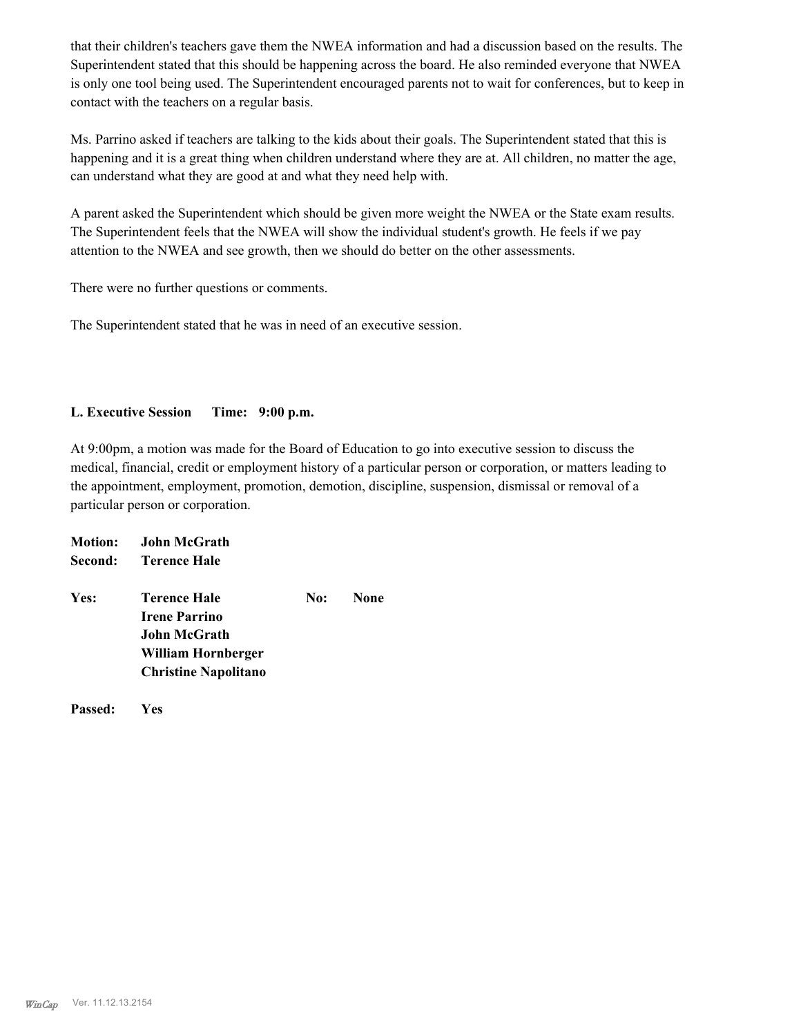that their children's teachers gave them the NWEA information and had a discussion based on the results. The Superintendent stated that this should be happening across the board. He also reminded everyone that NWEA is only one tool being used. The Superintendent encouraged parents not to wait for conferences, but to keep in contact with the teachers on a regular basis.

Ms. Parrino asked if teachers are talking to the kids about their goals. The Superintendent stated that this is happening and it is a great thing when children understand where they are at. All children, no matter the age, can understand what they are good at and what they need help with.

A parent asked the Superintendent which should be given more weight the NWEA or the State exam results. The Superintendent feels that the NWEA will show the individual student's growth. He feels if we pay attention to the NWEA and see growth, then we should do better on the other assessments.

There were no further questions or comments.

The Superintendent stated that he was in need of an executive session.

**L. Executive Session Time: 9:00 p.m.**

At 9:00pm, a motion was made for the Board of Education to go into executive session to discuss the medical, financial, credit or employment history of a particular person or corporation, or matters leading to the appointment, employment, promotion, demotion, discipline, suspension, dismissal or removal of a particular person or corporation.

**Motion:** **John McGrath**
**Second:** **Terence Hale**

**Yes:** **Terence Hale**
**Irene Parrino**
**John McGrath**
**William Hornberger**
**Christine Napolitano**

**No:** **None**

**Passed:** **Yes**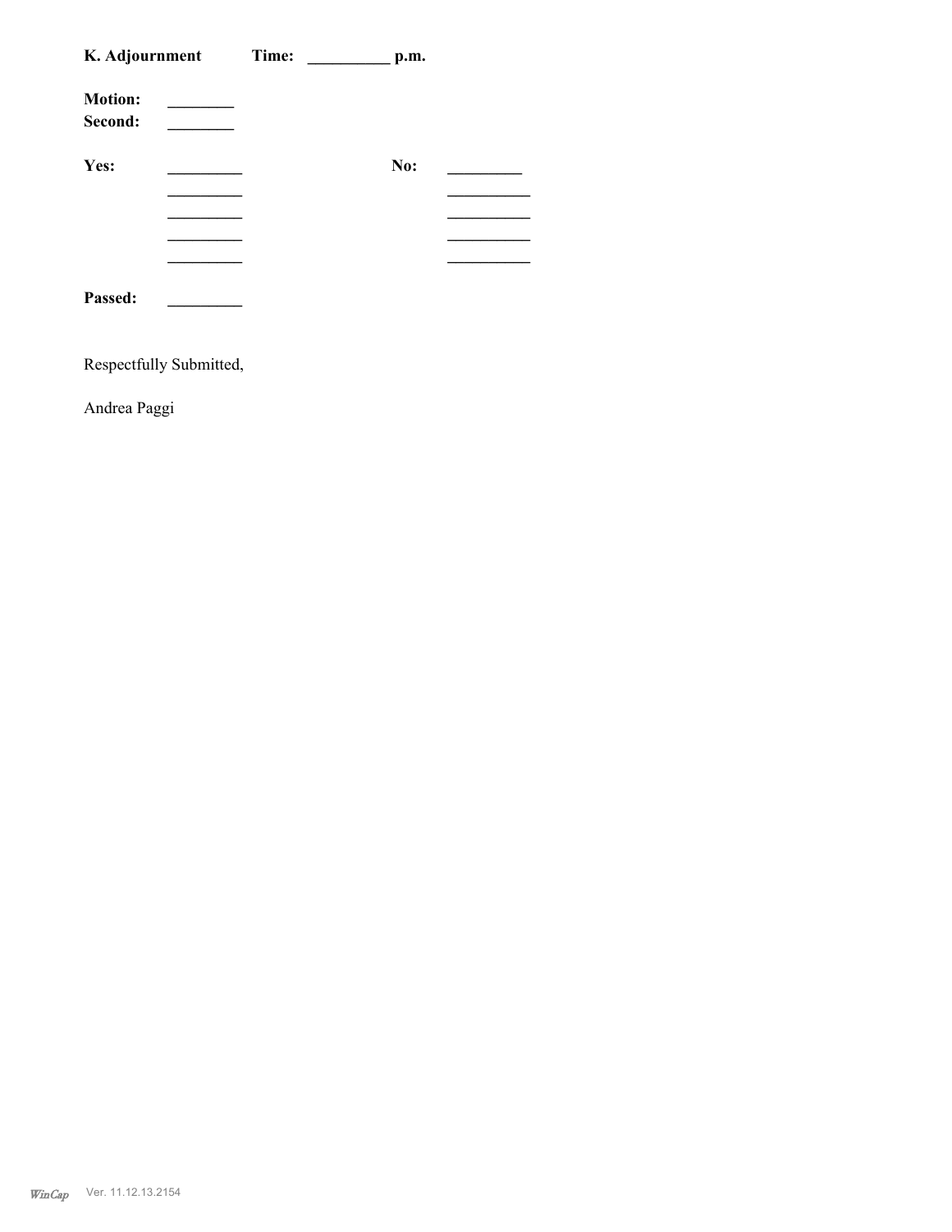**K. Adjournment** **Time: __________ p.m.**

**Motion: ________**
**Second: ________**

**Yes: _________** **No: _________**

**_________** **__________**
**_________** **__________**
**_________** **__________**
**_________** **__________**

**Passed: _________**

Respectfully Submitted,

Andrea Paggi

*WinCap* Ver. 11.12.13.2154